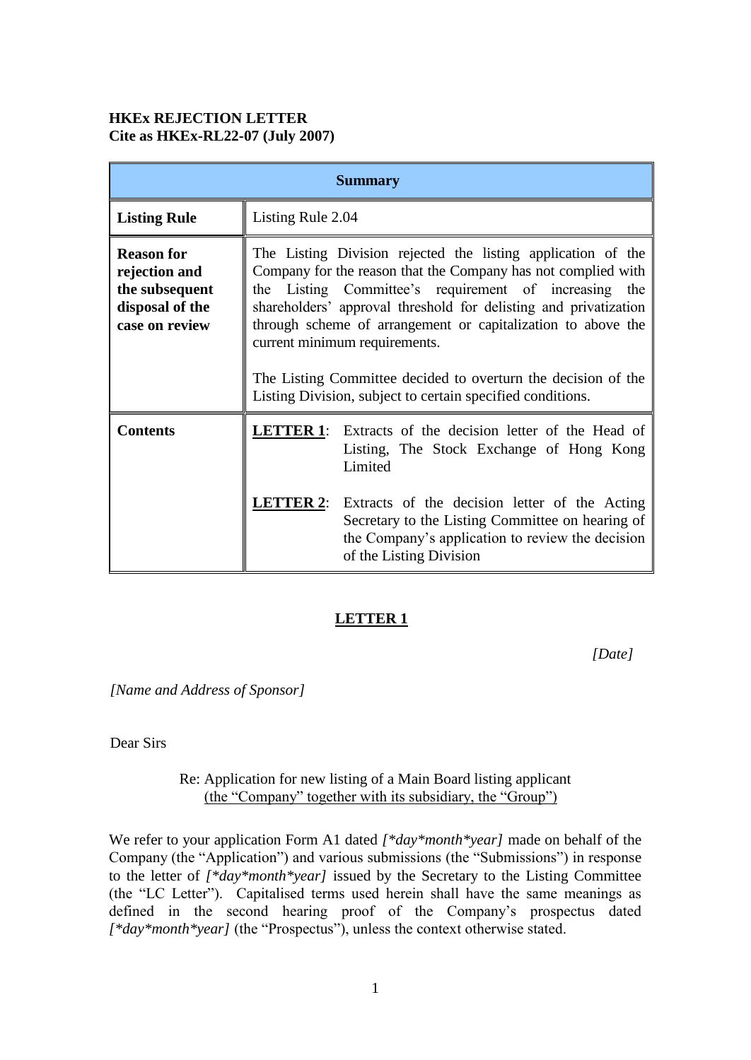**HKEx REJECTION LETTER**
**Cite as HKEx-RL22-07 (July 2007)**

| **Summary** | |
|---|---|
| **Listing Rule** | Listing Rule 2.04 |
| **Reason for rejection and the subsequent disposal of the case on review** | The Listing Division rejected the listing application of the Company for the reason that the Company has not complied with the Listing Committee's requirement of increasing the shareholders' approval threshold for delisting and privatization through scheme of arrangement or capitalization to above the current minimum requirements.<br><br>The Listing Committee decided to overturn the decision of the Listing Division, subject to certain specified conditions. |
| **Contents** | **LETTER 1**: Extracts of the decision letter of the Head of Listing, The Stock Exchange of Hong Kong Limited<br><br>**LETTER 2**: Extracts of the decision letter of the Acting Secretary to the Listing Committee on hearing of the Company's application to review the decision of the Listing Division |

## LETTER 1

*[Date]*

*[Name and Address of Sponsor]*

Dear Sirs

Re: Application for new listing of a Main Board listing applicant
(the "Company" together with its subsidiary, the "Group")

We refer to your application Form A1 dated *[*day*month*year]* made on behalf of the Company (the "Application") and various submissions (the "Submissions") in response to the letter of *[*day*month*year]* issued by the Secretary to the Listing Committee (the "LC Letter"). Capitalised terms used herein shall have the same meanings as defined in the second hearing proof of the Company's prospectus dated *[*day*month*year]* (the "Prospectus"), unless the context otherwise stated.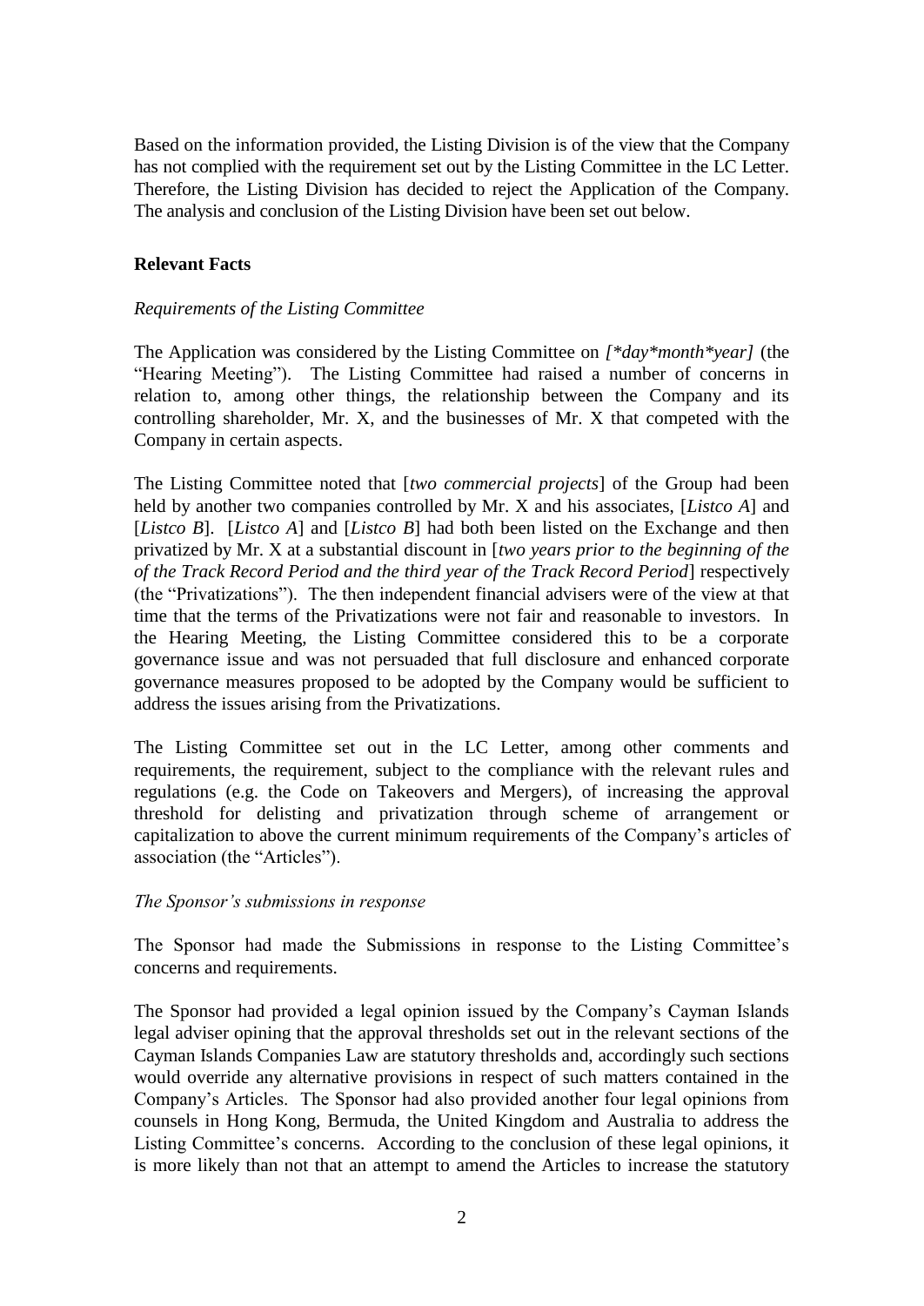Based on the information provided, the Listing Division is of the view that the Company has not complied with the requirement set out by the Listing Committee in the LC Letter. Therefore, the Listing Division has decided to reject the Application of the Company. The analysis and conclusion of the Listing Division have been set out below.

**Relevant Facts**

*Requirements of the Listing Committee*

The Application was considered by the Listing Committee on *[*day*month*year]* (the "Hearing Meeting"). The Listing Committee had raised a number of concerns in relation to, among other things, the relationship between the Company and its controlling shareholder, Mr. X, and the businesses of Mr. X that competed with the Company in certain aspects.

The Listing Committee noted that [*two commercial projects*] of the Group had been held by another two companies controlled by Mr. X and his associates, [*Listco A*] and [*Listco B*]. [*Listco A*] and [*Listco B*] had both been listed on the Exchange and then privatized by Mr. X at a substantial discount in [*two years prior to the beginning of the of the Track Record Period and the third year of the Track Record Period*] respectively (the "Privatizations"). The then independent financial advisers were of the view at that time that the terms of the Privatizations were not fair and reasonable to investors. In the Hearing Meeting, the Listing Committee considered this to be a corporate governance issue and was not persuaded that full disclosure and enhanced corporate governance measures proposed to be adopted by the Company would be sufficient to address the issues arising from the Privatizations.

The Listing Committee set out in the LC Letter, among other comments and requirements, the requirement, subject to the compliance with the relevant rules and regulations (e.g. the Code on Takeovers and Mergers), of increasing the approval threshold for delisting and privatization through scheme of arrangement or capitalization to above the current minimum requirements of the Company's articles of association (the "Articles").

*The Sponsor's submissions in response*

The Sponsor had made the Submissions in response to the Listing Committee's concerns and requirements.

The Sponsor had provided a legal opinion issued by the Company's Cayman Islands legal adviser opining that the approval thresholds set out in the relevant sections of the Cayman Islands Companies Law are statutory thresholds and, accordingly such sections would override any alternative provisions in respect of such matters contained in the Company's Articles. The Sponsor had also provided another four legal opinions from counsels in Hong Kong, Bermuda, the United Kingdom and Australia to address the Listing Committee's concerns. According to the conclusion of these legal opinions, it is more likely than not that an attempt to amend the Articles to increase the statutory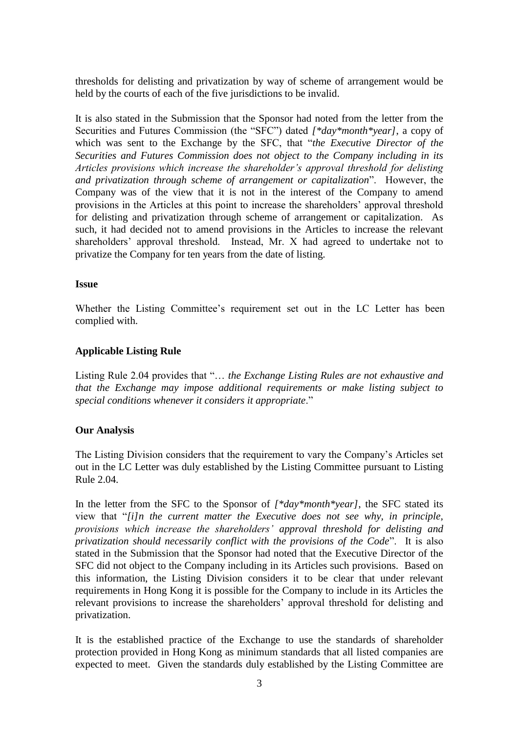thresholds for delisting and privatization by way of scheme of arrangement would be held by the courts of each of the five jurisdictions to be invalid.

It is also stated in the Submission that the Sponsor had noted from the letter from the Securities and Futures Commission (the "SFC") dated *[*day*month*year]*, a copy of which was sent to the Exchange by the SFC, that "*the Executive Director of the Securities and Futures Commission does not object to the Company including in its Articles provisions which increase the shareholder's approval threshold for delisting and privatization through scheme of arrangement or capitalization*". However, the Company was of the view that it is not in the interest of the Company to amend provisions in the Articles at this point to increase the shareholders' approval threshold for delisting and privatization through scheme of arrangement or capitalization. As such, it had decided not to amend provisions in the Articles to increase the relevant shareholders' approval threshold. Instead, Mr. X had agreed to undertake not to privatize the Company for ten years from the date of listing.

**Issue**

Whether the Listing Committee's requirement set out in the LC Letter has been complied with.

**Applicable Listing Rule**

Listing Rule 2.04 provides that "… *the Exchange Listing Rules are not exhaustive and that the Exchange may impose additional requirements or make listing subject to special conditions whenever it considers it appropriate*."

**Our Analysis**

The Listing Division considers that the requirement to vary the Company's Articles set out in the LC Letter was duly established by the Listing Committee pursuant to Listing Rule 2.04.

In the letter from the SFC to the Sponsor of *[*day*month*year]*, the SFC stated its view that "*[i]n the current matter the Executive does not see why, in principle, provisions which increase the shareholders' approval threshold for delisting and privatization should necessarily conflict with the provisions of the Code*". It is also stated in the Submission that the Sponsor had noted that the Executive Director of the SFC did not object to the Company including in its Articles such provisions. Based on this information, the Listing Division considers it to be clear that under relevant requirements in Hong Kong it is possible for the Company to include in its Articles the relevant provisions to increase the shareholders' approval threshold for delisting and privatization.

It is the established practice of the Exchange to use the standards of shareholder protection provided in Hong Kong as minimum standards that all listed companies are expected to meet. Given the standards duly established by the Listing Committee are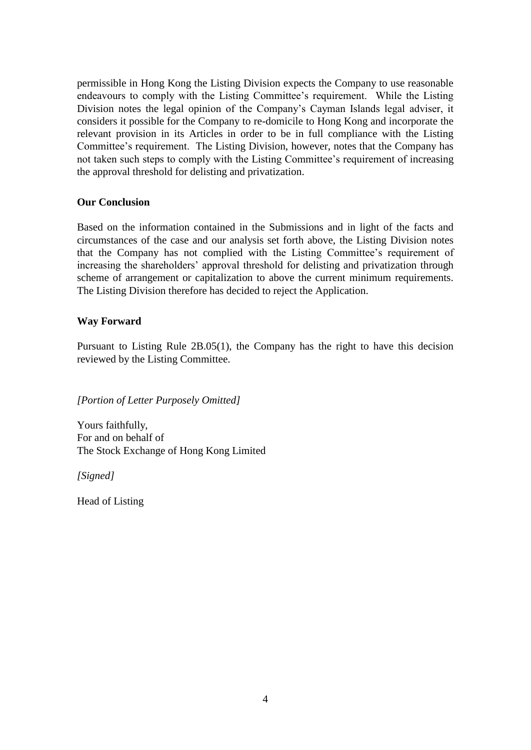permissible in Hong Kong the Listing Division expects the Company to use reasonable endeavours to comply with the Listing Committee's requirement. While the Listing Division notes the legal opinion of the Company's Cayman Islands legal adviser, it considers it possible for the Company to re-domicile to Hong Kong and incorporate the relevant provision in its Articles in order to be in full compliance with the Listing Committee's requirement. The Listing Division, however, notes that the Company has not taken such steps to comply with the Listing Committee's requirement of increasing the approval threshold for delisting and privatization.

**Our Conclusion**

Based on the information contained in the Submissions and in light of the facts and circumstances of the case and our analysis set forth above, the Listing Division notes that the Company has not complied with the Listing Committee's requirement of increasing the shareholders' approval threshold for delisting and privatization through scheme of arrangement or capitalization to above the current minimum requirements. The Listing Division therefore has decided to reject the Application.

**Way Forward**

Pursuant to Listing Rule 2B.05(1), the Company has the right to have this decision reviewed by the Listing Committee.

*[Portion of Letter Purposely Omitted]*

Yours faithfully,
For and on behalf of
The Stock Exchange of Hong Kong Limited

*[Signed]*

Head of Listing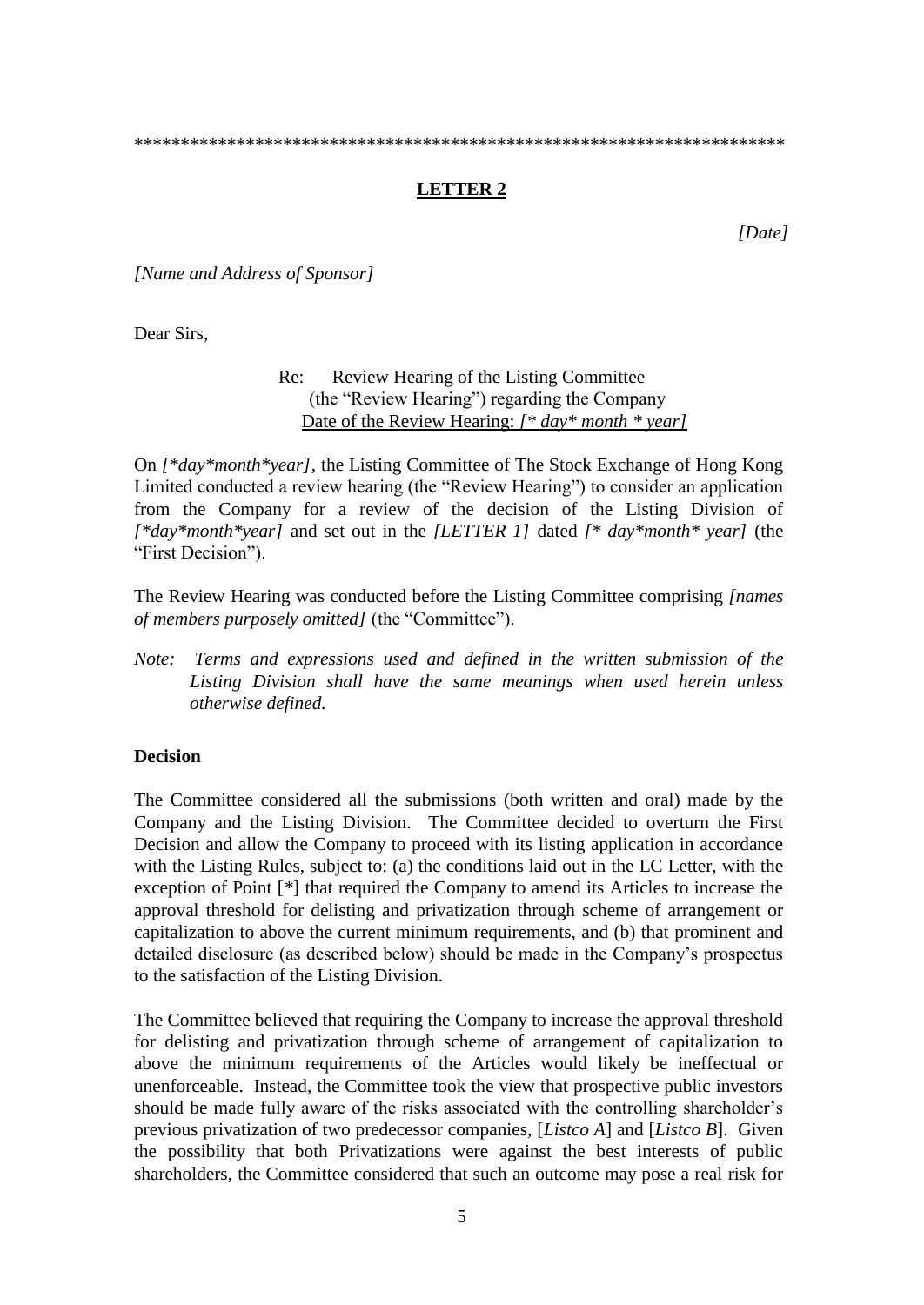\*\*\*\*\*\*\*\*\*\*\*\*\*\*\*\*\*\*\*\*\*\*\*\*\*\*\*\*\*\*\*\*\*\*\*\*\*\*\*\*\*\*\*\*\*\*\*\*\*\*\*\*\*\*\*\*\*\*\*\*\*\*\*\*\*\*\*\*\*\*\*

## LETTER 2

*[Date]*

*[Name and Address of Sponsor]*

Dear Sirs,

Re: Review Hearing of the Listing Committee (the "Review Hearing") regarding the Company <u>Date of the Review Hearing: *[\* day\* month \* year]*</u>

On *[\*day\*month\*year]*, the Listing Committee of The Stock Exchange of Hong Kong Limited conducted a review hearing (the "Review Hearing") to consider an application from the Company for a review of the decision of the Listing Division of *[\*day\*month\*year]* and set out in the *[LETTER 1]* dated *[\* day\*month\* year]* (the "First Decision").

The Review Hearing was conducted before the Listing Committee comprising *[names of members purposely omitted]* (the "Committee").

*Note: Terms and expressions used and defined in the written submission of the Listing Division shall have the same meanings when used herein unless otherwise defined.*

**Decision**

The Committee considered all the submissions (both written and oral) made by the Company and the Listing Division. The Committee decided to overturn the First Decision and allow the Company to proceed with its listing application in accordance with the Listing Rules, subject to: (a) the conditions laid out in the LC Letter, with the exception of Point [\*] that required the Company to amend its Articles to increase the approval threshold for delisting and privatization through scheme of arrangement or capitalization to above the current minimum requirements, and (b) that prominent and detailed disclosure (as described below) should be made in the Company's prospectus to the satisfaction of the Listing Division.

The Committee believed that requiring the Company to increase the approval threshold for delisting and privatization through scheme of arrangement of capitalization to above the minimum requirements of the Articles would likely be ineffectual or unenforceable. Instead, the Committee took the view that prospective public investors should be made fully aware of the risks associated with the controlling shareholder's previous privatization of two predecessor companies, [*Listco A*] and [*Listco B*]. Given the possibility that both Privatizations were against the best interests of public shareholders, the Committee considered that such an outcome may pose a real risk for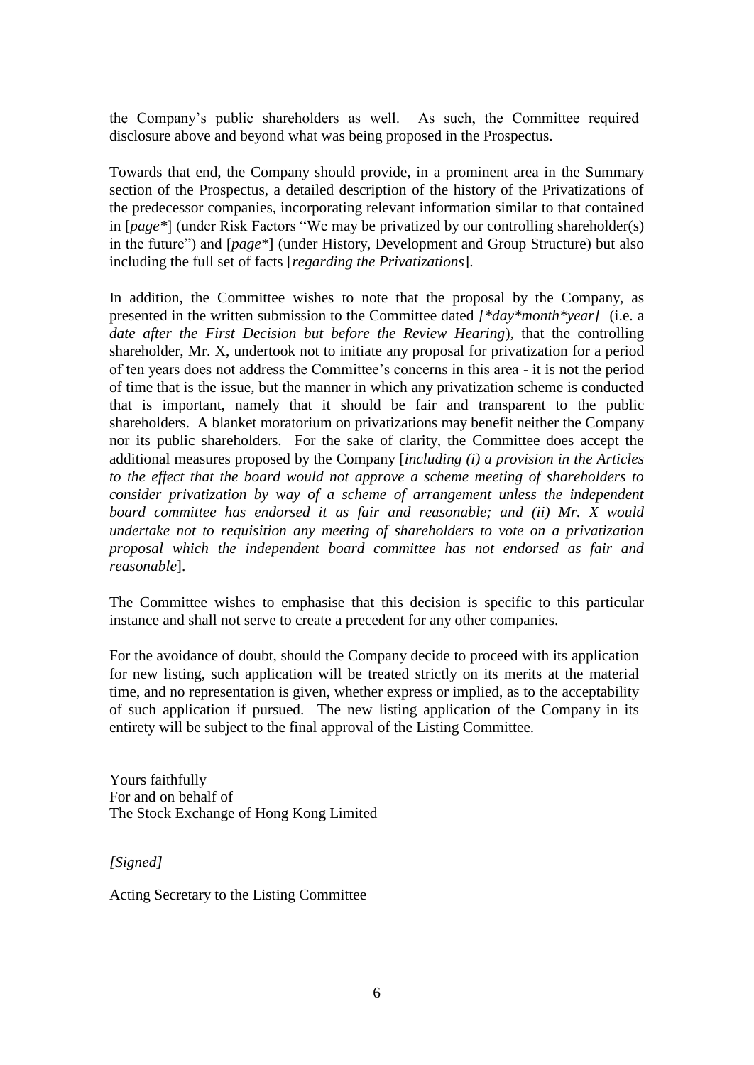the Company's public shareholders as well. As such, the Committee required disclosure above and beyond what was being proposed in the Prospectus.

Towards that end, the Company should provide, in a prominent area in the Summary section of the Prospectus, a detailed description of the history of the Privatizations of the predecessor companies, incorporating relevant information similar to that contained in [*page**] (under Risk Factors "We may be privatized by our controlling shareholder(s) in the future") and [*page**] (under History, Development and Group Structure) but also including the full set of facts [*regarding the Privatizations*].

In addition, the Committee wishes to note that the proposal by the Company, as presented in the written submission to the Committee dated *[\*day\*month\*year]* (i.e. a *date after the First Decision but before the Review Hearing*), that the controlling shareholder, Mr. X, undertook not to initiate any proposal for privatization for a period of ten years does not address the Committee's concerns in this area - it is not the period of time that is the issue, but the manner in which any privatization scheme is conducted that is important, namely that it should be fair and transparent to the public shareholders. A blanket moratorium on privatizations may benefit neither the Company nor its public shareholders. For the sake of clarity, the Committee does accept the additional measures proposed by the Company [*including (i) a provision in the Articles to the effect that the board would not approve a scheme meeting of shareholders to consider privatization by way of a scheme of arrangement unless the independent board committee has endorsed it as fair and reasonable; and (ii) Mr. X would undertake not to requisition any meeting of shareholders to vote on a privatization proposal which the independent board committee has not endorsed as fair and reasonable*].

The Committee wishes to emphasise that this decision is specific to this particular instance and shall not serve to create a precedent for any other companies.

For the avoidance of doubt, should the Company decide to proceed with its application for new listing, such application will be treated strictly on its merits at the material time, and no representation is given, whether express or implied, as to the acceptability of such application if pursued. The new listing application of the Company in its entirety will be subject to the final approval of the Listing Committee.

Yours faithfully
For and on behalf of
The Stock Exchange of Hong Kong Limited

*[Signed]*

Acting Secretary to the Listing Committee